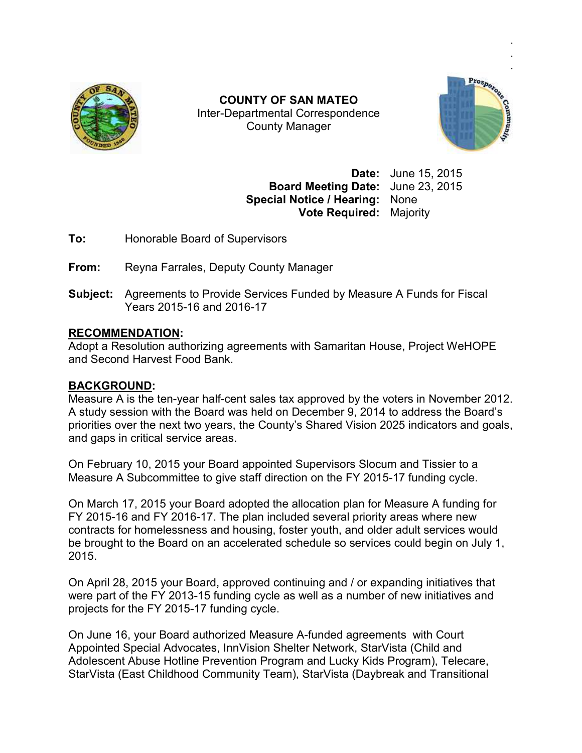**COUNTY OF SAN MATEO**
Inter-Departmental Correspondence
County Manager

**Date:** June 15, 2015
**Board Meeting Date:** June 23, 2015
**Special Notice / Hearing:** None
**Vote Required:** Majority

**To:** Honorable Board of Supervisors

**From:** Reyna Farrales, Deputy County Manager

**Subject:** Agreements to Provide Services Funded by Measure A Funds for Fiscal Years 2015-16 and 2016-17

## RECOMMENDATION:

Adopt a Resolution authorizing agreements with Samaritan House, Project WeHOPE and Second Harvest Food Bank.

## BACKGROUND:

Measure A is the ten-year half-cent sales tax approved by the voters in November 2012. A study session with the Board was held on December 9, 2014 to address the Board's priorities over the next two years, the County's Shared Vision 2025 indicators and goals, and gaps in critical service areas.

On February 10, 2015 your Board appointed Supervisors Slocum and Tissier to a Measure A Subcommittee to give staff direction on the FY 2015-17 funding cycle.

On March 17, 2015 your Board adopted the allocation plan for Measure A funding for FY 2015-16 and FY 2016-17. The plan included several priority areas where new contracts for homelessness and housing, foster youth, and older adult services would be brought to the Board on an accelerated schedule so services could begin on July 1, 2015.

On April 28, 2015 your Board, approved continuing and / or expanding initiatives that were part of the FY 2013-15 funding cycle as well as a number of new initiatives and projects for the FY 2015-17 funding cycle.

On June 16, your Board authorized Measure A-funded agreements with Court Appointed Special Advocates, InnVision Shelter Network, StarVista (Child and Adolescent Abuse Hotline Prevention Program and Lucky Kids Program), Telecare, StarVista (East Childhood Community Team), StarVista (Daybreak and Transitional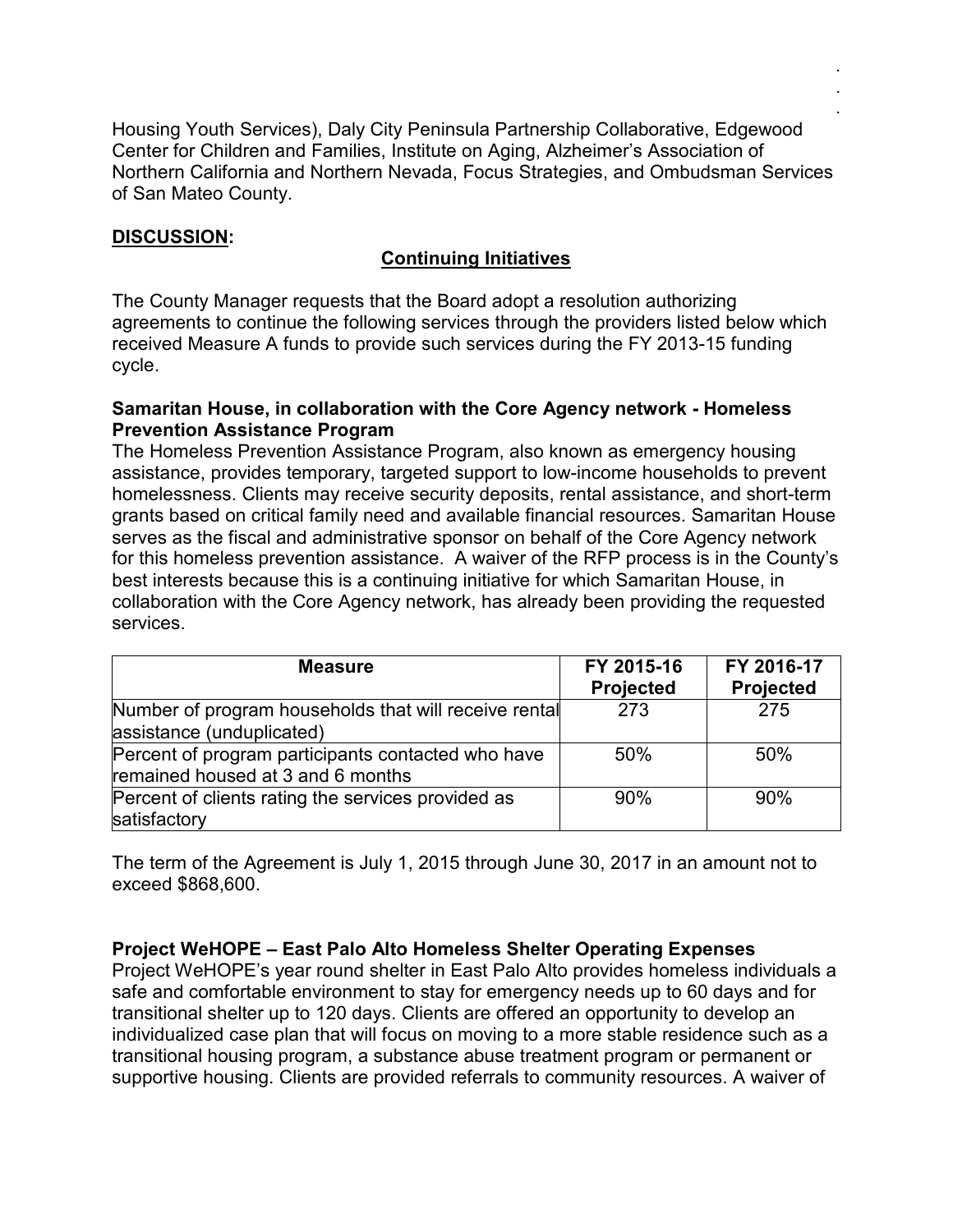Housing Youth Services), Daly City Peninsula Partnership Collaborative, Edgewood Center for Children and Families, Institute on Aging, Alzheimer's Association of Northern California and Northern Nevada, Focus Strategies, and Ombudsman Services of San Mateo County.

**DISCUSSION:**

**Continuing Initiatives**

The County Manager requests that the Board adopt a resolution authorizing agreements to continue the following services through the providers listed below which received Measure A funds to provide such services during the FY 2013-15 funding cycle.

**Samaritan House, in collaboration with the Core Agency network - Homeless Prevention Assistance Program**

The Homeless Prevention Assistance Program, also known as emergency housing assistance, provides temporary, targeted support to low-income households to prevent homelessness. Clients may receive security deposits, rental assistance, and short-term grants based on critical family need and available financial resources. Samaritan House serves as the fiscal and administrative sponsor on behalf of the Core Agency network for this homeless prevention assistance. A waiver of the RFP process is in the County's best interests because this is a continuing initiative for which Samaritan House, in collaboration with the Core Agency network, has already been providing the requested services.

| Measure | FY 2015-16 Projected | FY 2016-17 Projected |
|---|---|---|
| Number of program households that will receive rental assistance (unduplicated) | 273 | 275 |
| Percent of program participants contacted who have remained housed at 3 and 6 months | 50% | 50% |
| Percent of clients rating the services provided as satisfactory | 90% | 90% |

The term of the Agreement is July 1, 2015 through June 30, 2017 in an amount not to exceed $868,600.

**Project WeHOPE – East Palo Alto Homeless Shelter Operating Expenses**

Project WeHOPE's year round shelter in East Palo Alto provides homeless individuals a safe and comfortable environment to stay for emergency needs up to 60 days and for transitional shelter up to 120 days. Clients are offered an opportunity to develop an individualized case plan that will focus on moving to a more stable residence such as a transitional housing program, a substance abuse treatment program or permanent or supportive housing. Clients are provided referrals to community resources. A waiver of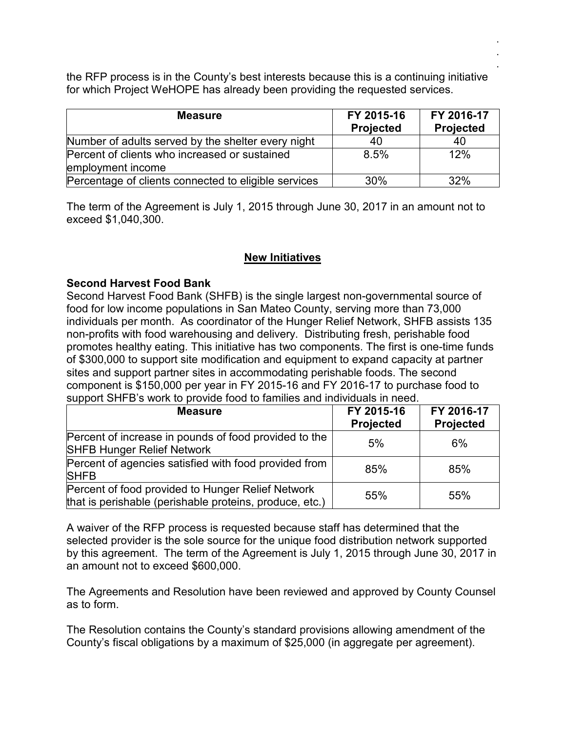the RFP process is in the County's best interests because this is a continuing initiative for which Project WeHOPE has already been providing the requested services.

| Measure | FY 2015-16 Projected | FY 2016-17 Projected |
|---|---|---|
| Number of adults served by the shelter every night | 40 | 40 |
| Percent of clients who increased or sustained employment income | 8.5% | 12% |
| Percentage of clients connected to eligible services | 30% | 32% |

The term of the Agreement is July 1, 2015 through June 30, 2017 in an amount not to exceed $1,040,300.

## New Initiatives

**Second Harvest Food Bank**

Second Harvest Food Bank (SHFB) is the single largest non-governmental source of food for low income populations in San Mateo County, serving more than 73,000 individuals per month. As coordinator of the Hunger Relief Network, SHFB assists 135 non-profits with food warehousing and delivery. Distributing fresh, perishable food promotes healthy eating. This initiative has two components. The first is one-time funds of $300,000 to support site modification and equipment to expand capacity at partner sites and support partner sites in accommodating perishable foods. The second component is $150,000 per year in FY 2015-16 and FY 2016-17 to purchase food to support SHFB's work to provide food to families and individuals in need.

| Measure | FY 2015-16 Projected | FY 2016-17 Projected |
|---|---|---|
| Percent of increase in pounds of food provided to the SHFB Hunger Relief Network | 5% | 6% |
| Percent of agencies satisfied with food provided from SHFB | 85% | 85% |
| Percent of food provided to Hunger Relief Network that is perishable (perishable proteins, produce, etc.) | 55% | 55% |

A waiver of the RFP process is requested because staff has determined that the selected provider is the sole source for the unique food distribution network supported by this agreement. The term of the Agreement is July 1, 2015 through June 30, 2017 in an amount not to exceed $600,000.

The Agreements and Resolution have been reviewed and approved by County Counsel as to form.

The Resolution contains the County's standard provisions allowing amendment of the County's fiscal obligations by a maximum of $25,000 (in aggregate per agreement).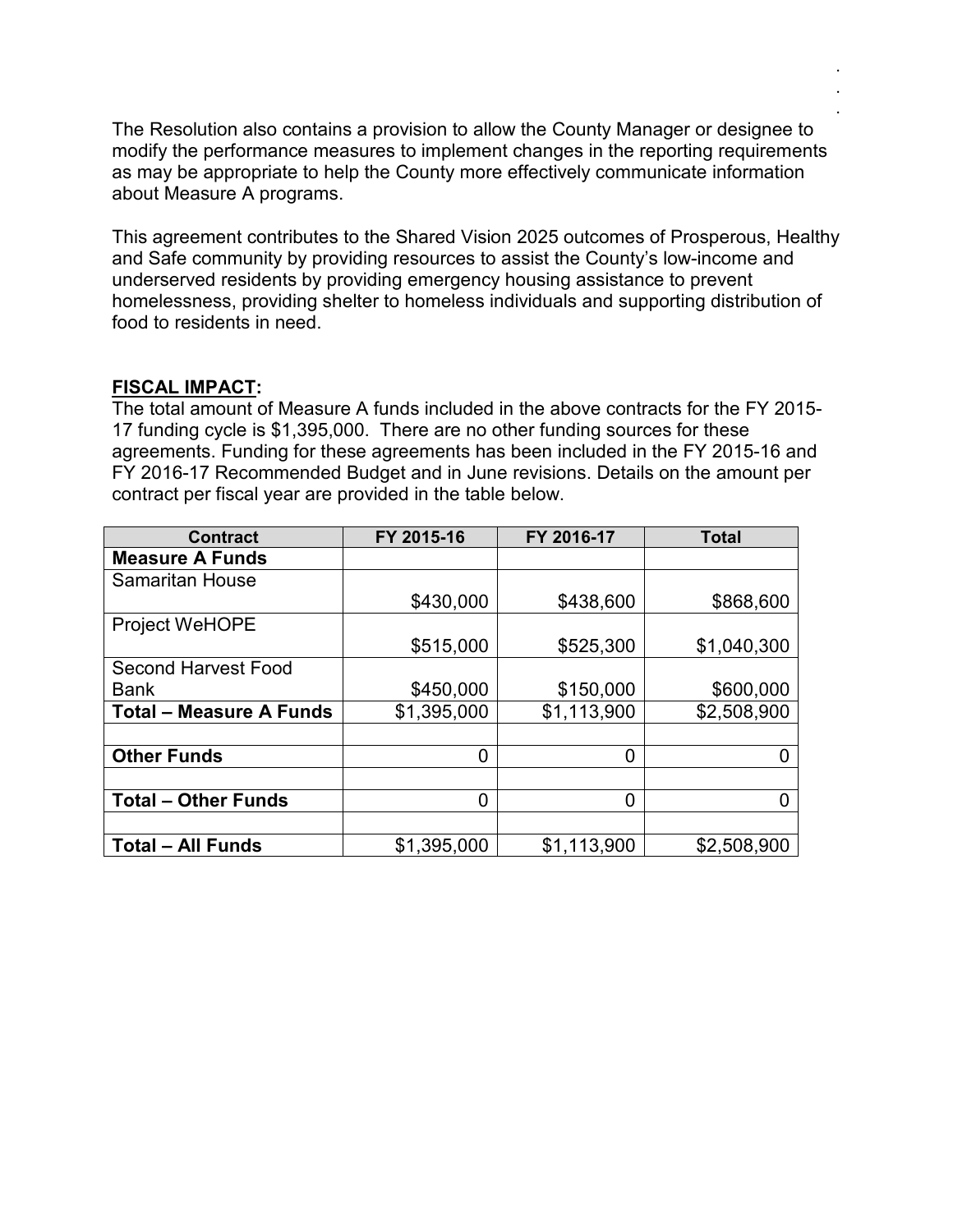The Resolution also contains a provision to allow the County Manager or designee to modify the performance measures to implement changes in the reporting requirements as may be appropriate to help the County more effectively communicate information about Measure A programs.

This agreement contributes to the Shared Vision 2025 outcomes of Prosperous, Healthy and Safe community by providing resources to assist the County's low-income and underserved residents by providing emergency housing assistance to prevent homelessness, providing shelter to homeless individuals and supporting distribution of food to residents in need.

**FISCAL IMPACT:**

The total amount of Measure A funds included in the above contracts for the FY 2015-17 funding cycle is $1,395,000. There are no other funding sources for these agreements. Funding for these agreements has been included in the FY 2015-16 and FY 2016-17 Recommended Budget and in June revisions. Details on the amount per contract per fiscal year are provided in the table below.

| Contract | FY 2015-16 | FY 2016-17 | Total |
|---|---|---|---|
| **Measure A Funds** | | | |
| Samaritan House | $430,000 | $438,600 | $868,600 |
| Project WeHOPE | $515,000 | $525,300 | $1,040,300 |
| Second Harvest Food Bank | $450,000 | $150,000 | $600,000 |
| **Total – Measure A Funds** | $1,395,000 | $1,113,900 | $2,508,900 |
| | | | |
| **Other Funds** | 0 | 0 | 0 |
| | | | |
| **Total – Other Funds** | 0 | 0 | 0 |
| | | | |
| **Total – All Funds** | $1,395,000 | $1,113,900 | $2,508,900 |